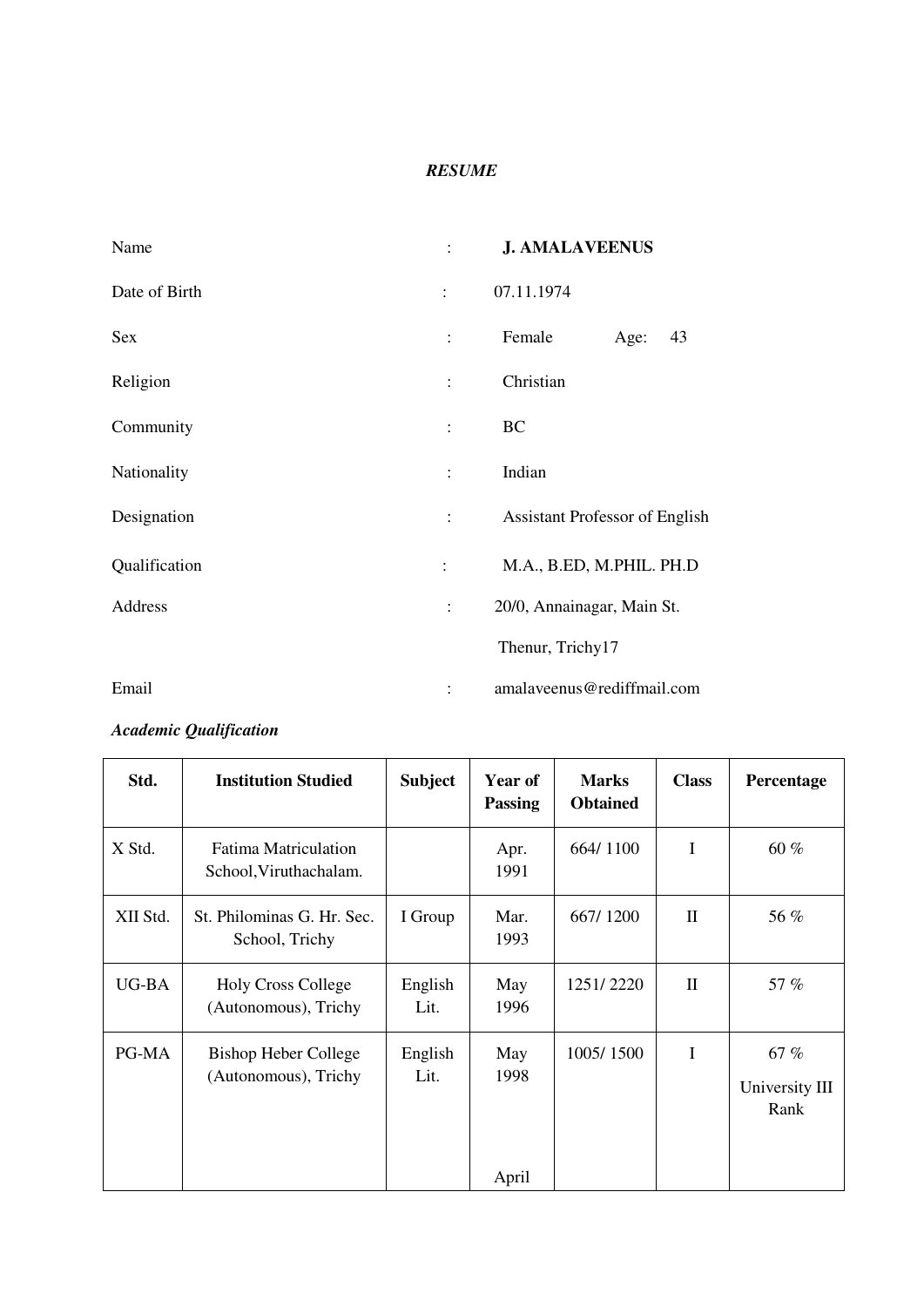***RESUME***

| | | |
|---|---|---|
| Name | : | **J. AMALAVEENUS** |
| Date of Birth | : | 07.11.1974 |
| Sex | : | Female Age: 43 |
| Religion | : | Christian |
| Community | : | BC |
| Nationality | : | Indian |
| Designation | : | Assistant Professor of English |
| Qualification | : | M.A., B.ED, M.PHIL. PH.D |
| Address | : | 20/0, Annainagar, Main St.<br>Thenur, Trichy17 |
| Email | : | amalaveenus@rediffmail.com |

***Academic Qualification***

| Std. | Institution Studied | Subject | Year of Passing | Marks Obtained | Class | Percentage |
|---|---|---|---|---|---|---|
| X Std. | Fatima Matriculation School,Viruthachalam. | | Apr. 1991 | 664/ 1100 | I | 60 % |
| XII Std. | St. Philominas G. Hr. Sec. School, Trichy | I Group | Mar. 1993 | 667/ 1200 | II | 56 % |
| UG-BA | Holy Cross College (Autonomous), Trichy | English Lit. | May 1996 | 1251/ 2220 | II | 57 % |
| PG-MA | Bishop Heber College (Autonomous), Trichy | English Lit. | May 1998<br><br>April | 1005/ 1500 | I | 67 %<br>University III Rank |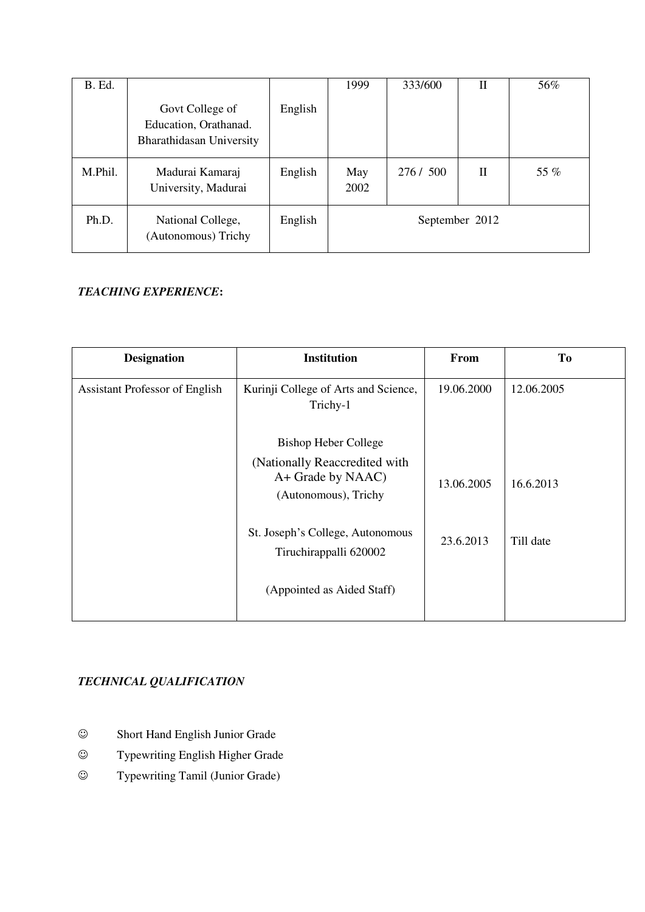| B. Ed. | Govt College of Education, Orathanad. Bharathidasan University | English | 1999 | 333/600 | II | 56% |
|---|---|---|---|---|---|---|
| M.Phil. | Madurai Kamaraj University, Madurai | English | May 2002 | 276 / 500 | II | 55 % |
| Ph.D. | National College, (Autonomous) Trichy | English | September 2012 | | | |

***TEACHING EXPERIENCE*:**

| Designation | Institution | From | To |
|---|---|---|---|
| Assistant Professor of English | Kurinji College of Arts and Science, Trichy-1 | 19.06.2000 | 12.06.2005 |
| | Bishop Heber College (Nationally Reaccredited with A+ Grade by NAAC) (Autonomous), Trichy | 13.06.2005 | 16.6.2013 |
| | St. Joseph's College, Autonomous Tiruchirappalli 620002 (Appointed as Aided Staff) | 23.6.2013 | Till date |

***TECHNICAL QUALIFICATION***

- ☺ Short Hand English Junior Grade
- ☺ Typewriting English Higher Grade
- ☺ Typewriting Tamil (Junior Grade)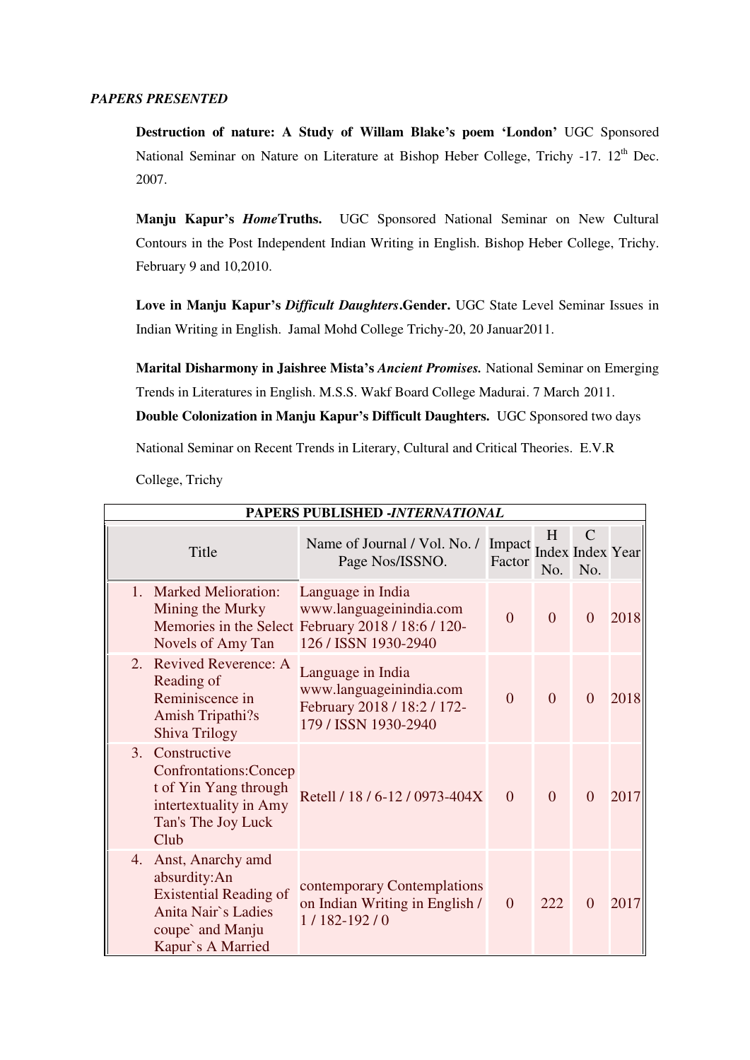***PAPERS PRESENTED***

**Destruction of nature: A Study of Willam Blake's poem 'London'** UGC Sponsored National Seminar on Nature on Literature at Bishop Heber College, Trichy -17. 12th Dec. 2007.

**Manju Kapur's *Home*Truths.** UGC Sponsored National Seminar on New Cultural Contours in the Post Independent Indian Writing in English. Bishop Heber College, Trichy. February 9 and 10,2010.

**Love in Manju Kapur's *Difficult Daughters*.Gender.** UGC State Level Seminar Issues in Indian Writing in English. Jamal Mohd College Trichy-20, 20 Januar2011.

**Marital Disharmony in Jaishree Mista's *Ancient Promises.*** National Seminar on Emerging Trends in Literatures in English. M.S.S. Wakf Board College Madurai. 7 March 2011.

**Double Colonization in Manju Kapur's Difficult Daughters.** UGC Sponsored two days National Seminar on Recent Trends in Literary, Cultural and Critical Theories. E.V.R College, Trichy

**PAPERS PUBLISHED -*INTERNATIONAL***

| Title | Name of Journal / Vol. No. / Page Nos/ISSNO. | Impact Factor | H Index No. | C Index No. | Year |
|---|---|---|---|---|---|
| 1. Marked Melioration: Mining the Murky Memories in the Select Novels of Amy Tan | Language in India www.languageinindia.com February 2018 / 18:6 / 120-126 / ISSN 1930-2940 | 0 | 0 | 0 | 2018 |
| 2. Revived Reverence: A Reading of Reminiscence in Amish Tripathi?s Shiva Trilogy | Language in India www.languageinindia.com February 2018 / 18:2 / 172-179 / ISSN 1930-2940 | 0 | 0 | 0 | 2018 |
| 3. Constructive Confrontations:Concept of Yin Yang through intertextuality in Amy Tan's The Joy Luck Club | Retell / 18 / 6-12 / 0973-404X | 0 | 0 | 0 | 2017 |
| 4. Anst, Anarchy amd absurdity:An Existential Reading of Anita Nair`s Ladies coupe` and Manju Kapur`s A Married | contemporary Contemplations on Indian Writing in English / 1 / 182-192 / 0 | 0 | 222 | 0 | 2017 |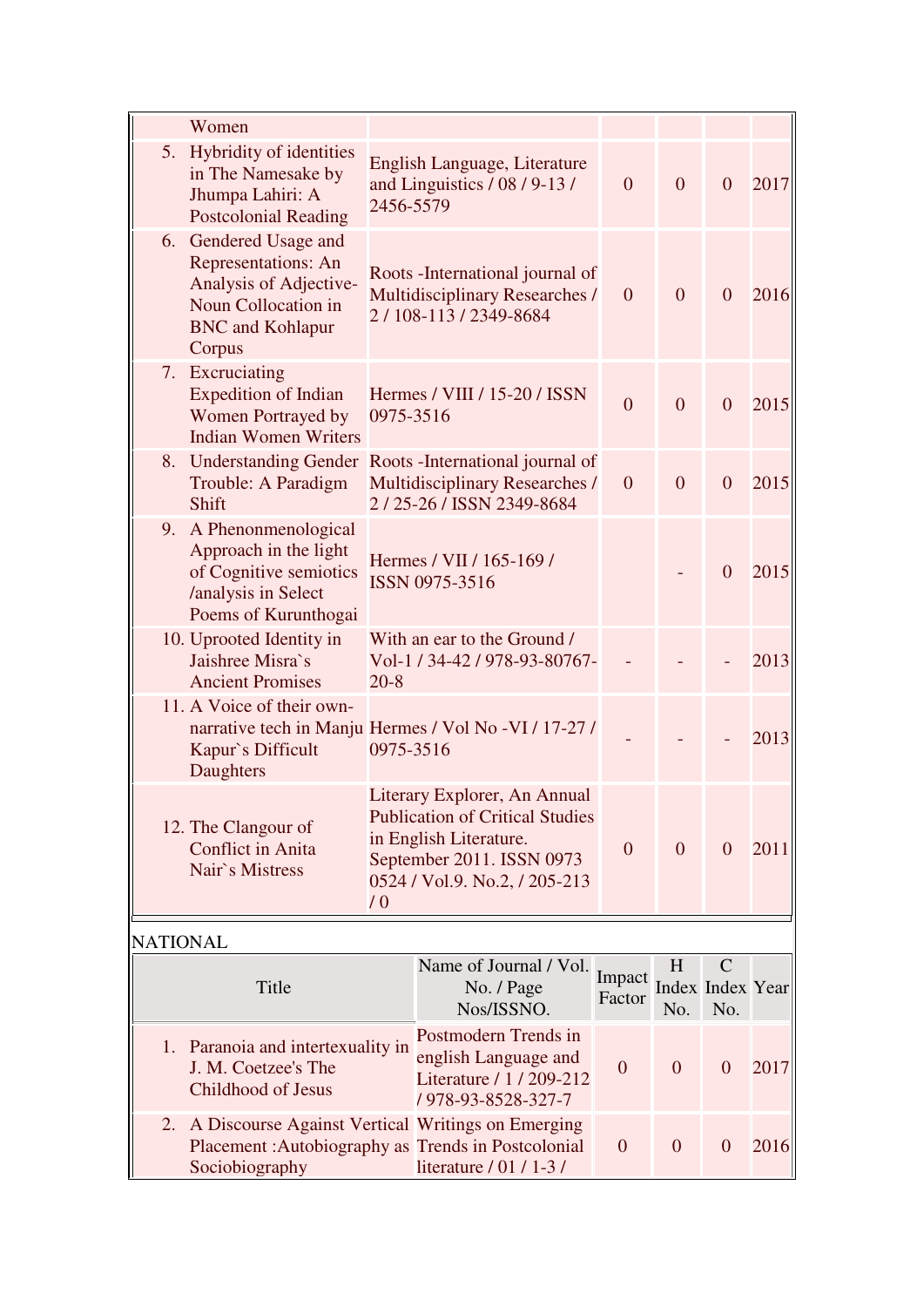| Title | Name of Journal / Vol. No. / Page Nos/ISSNO. | Impact Factor | H Index No. | C Index No. | Year |
|---|---|---|---|---|---|
| Women | | | | | |
| 5. Hybridity of identities in The Namesake by Jhumpa Lahiri: A Postcolonial Reading | English Language, Literature and Linguistics / 08 / 9-13 / 2456-5579 | 0 | 0 | 0 | 2017 |
| 6. Gendered Usage and Representations: An Analysis of Adjective-Noun Collocation in BNC and Kohlapur Corpus | Roots -International journal of Multidisciplinary Researches / 2 / 108-113 / 2349-8684 | 0 | 0 | 0 | 2016 |
| 7. Excruciating Expedition of Indian Women Portrayed by Indian Women Writers | Hermes / VIII / 15-20 / ISSN 0975-3516 | 0 | 0 | 0 | 2015 |
| 8. Understanding Gender Trouble: A Paradigm Shift | Roots -International journal of Multidisciplinary Researches / 2 / 25-26 / ISSN 2349-8684 | 0 | 0 | 0 | 2015 |
| 9. A Phenonmenological Approach in the light of Cognitive semiotics /analysis in Select Poems of Kurunthogai | Hermes / VII / 165-169 / ISSN 0975-3516 | | - | 0 | 2015 |
| 10. Uprooted Identity in Jaishree Misra`s Ancient Promises | With an ear to the Ground / Vol-1 / 34-42 / 978-93-80767-20-8 | - | - | - | 2013 |
| 11. A Voice of their own-narrative tech in Manju Kapur`s Difficult Daughters | Hermes / Vol No -VI / 17-27 / 0975-3516 | - | - | - | 2013 |
| 12. The Clangour of Conflict in Anita Nair`s Mistress | Literary Explorer, An Annual Publication of Critical Studies in English Literature. September 2011. ISSN 0973 0524 / Vol.9. No.2, / 205-213 / 0 | 0 | 0 | 0 | 2011 |

NATIONAL

| Title | Name of Journal / Vol. No. / Page Nos/ISSNO. | Impact Factor | H Index No. | C Index No. | Year |
|---|---|---|---|---|---|
| 1. Paranoia and intertexuality in J. M. Coetzee's The Childhood of Jesus | Postmodern Trends in english Language and Literature / 1 / 209-212 / 978-93-8528-327-7 | 0 | 0 | 0 | 2017 |
| 2. A Discourse Against Vertical Placement :Autobiography as Sociobiography | Writings on Emerging Trends in Postcolonial literature / 01 / 1-3 / | 0 | 0 | 0 | 2016 |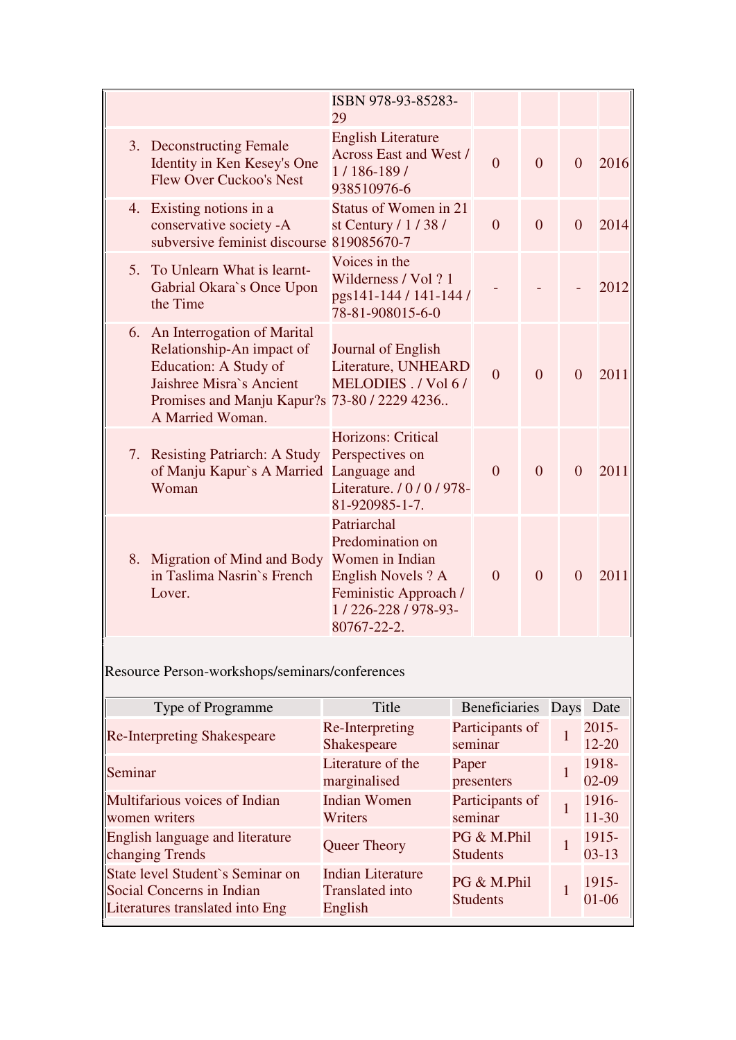| | | | | | |
|---|---|---|---|---|---|
| | ISBN 978-93-85283-29 | | | | |
| 3. Deconstructing Female Identity in Ken Kesey's One Flew Over Cuckoo's Nest | English Literature Across East and West / 1 / 186-189 / 938510976-6 | 0 | 0 | 0 | 2016 |
| 4. Existing notions in a conservative society -A subversive feminist discourse | Status of Women in 21 st Century / 1 / 38 / 819085670-7 | 0 | 0 | 0 | 2014 |
| 5. To Unlearn What is learnt- Gabrial Okara`s Once Upon the Time | Voices in the Wilderness / Vol ? 1 pgs141-144 / 141-144 / 78-81-908015-6-0 | - | - | - | 2012 |
| 6. An Interrogation of Marital Relationship-An impact of Education: A Study of Jaishree Misra`s Ancient Promises and Manju Kapur?s A Married Woman. | Journal of English Literature, UNHEARD MELODIES . / Vol 6 / 73-80 / 2229 4236.. | 0 | 0 | 0 | 2011 |
| 7. Resisting Patriarch: A Study of Manju Kapur`s A Married Woman | Horizons: Critical Perspectives on Language and Literature. / 0 / 0 / 978-81-920985-1-7. | 0 | 0 | 0 | 2011 |
| 8. Migration of Mind and Body in Taslima Nasrin`s French Lover. | Patriarchal Predomination on Women in Indian English Novels ? A Feministic Approach / 1 / 226-228 / 978-93-80767-22-2. | 0 | 0 | 0 | 2011 |

Resource Person-workshops/seminars/conferences

| Type of Programme | Title | Beneficiaries | Days | Date |
|---|---|---|---|---|
| Re-Interpreting Shakespeare | Re-Interpreting Shakespeare | Participants of seminar | 1 | 2015-12-20 |
| Seminar | Literature of the marginalised | Paper presenters | 1 | 1918-02-09 |
| Multifarious voices of Indian women writers | Indian Women Writers | Participants of seminar | 1 | 1916-11-30 |
| English language and literature changing Trends | Queer Theory | PG & M.Phil Students | 1 | 1915-03-13 |
| State level Student`s Seminar on Social Concerns in Indian Literatures translated into Eng | Indian Literature Translated into English | PG & M.Phil Students | 1 | 1915-01-06 |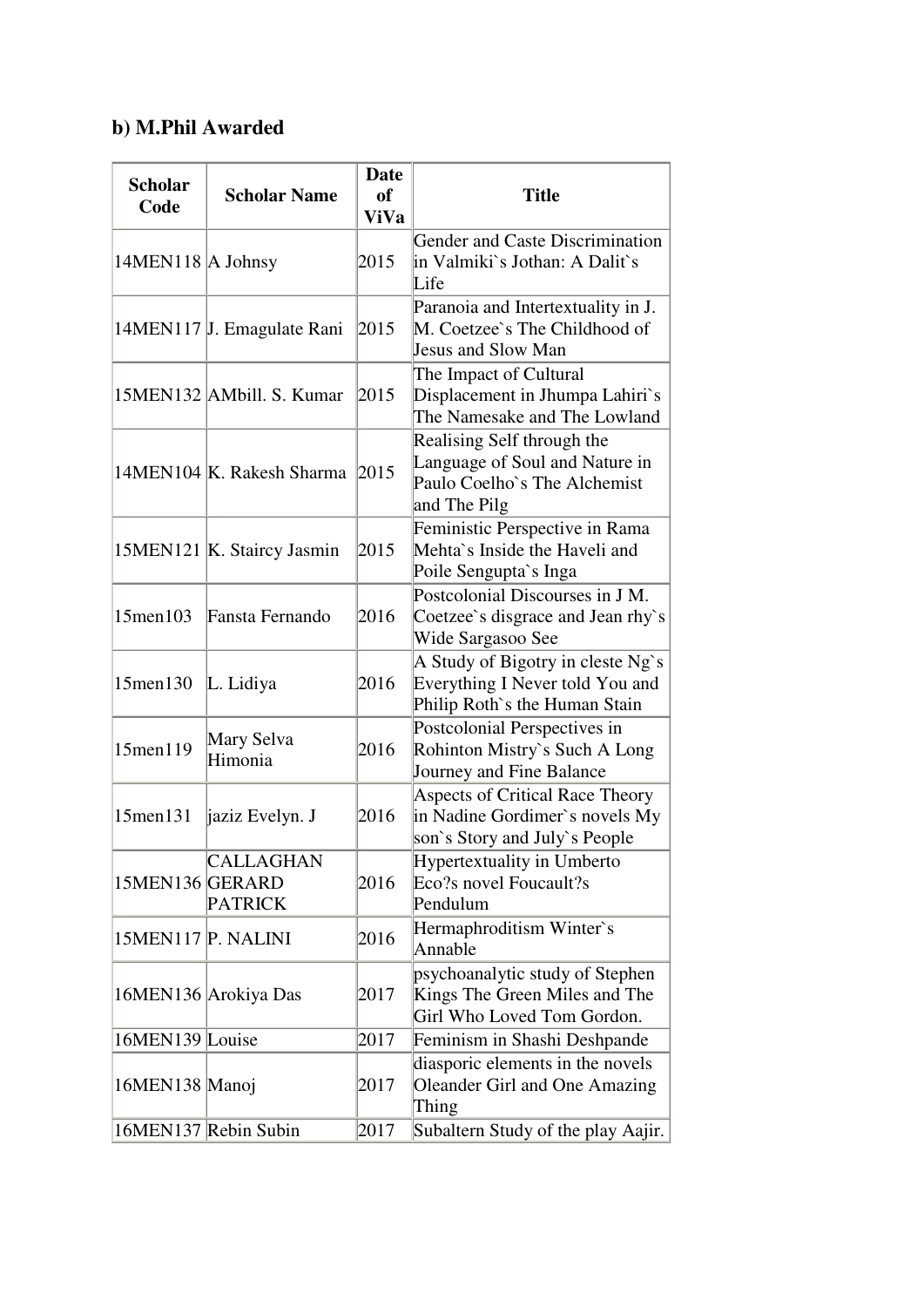## b) M.Phil Awarded

| Scholar Code | Scholar Name | Date of ViVa | Title |
|---|---|---|---|
| 14MEN118 | A Johnsy | 2015 | Gender and Caste Discrimination in Valmiki`s Jothan: A Dalit`s Life |
| 14MEN117 | J. Emagulate Rani | 2015 | Paranoia and Intertextuality in J. M. Coetzee`s The Childhood of Jesus and Slow Man |
| 15MEN132 | AMbill. S. Kumar | 2015 | The Impact of Cultural Displacement in Jhumpa Lahiri`s The Namesake and The Lowland |
| 14MEN104 | K. Rakesh Sharma | 2015 | Realising Self through the Language of Soul and Nature in Paulo Coelho`s The Alchemist and The Pilg |
| 15MEN121 | K. Staircy Jasmin | 2015 | Feministic Perspective in Rama Mehta`s Inside the Haveli and Poile Sengupta`s Inga |
| 15men103 | Fansta Fernando | 2016 | Postcolonial Discourses in J M. Coetzee`s disgrace and Jean rhy`s Wide Sargasoo See |
| 15men130 | L. Lidiya | 2016 | A Study of Bigotry in cleste Ng`s Everything I Never told You and Philip Roth`s the Human Stain |
| 15men119 | Mary Selva Himonia | 2016 | Postcolonial Perspectives in Rohinton Mistry`s Such A Long Journey and Fine Balance |
| 15men131 | jaziz Evelyn. J | 2016 | Aspects of Critical Race Theory in Nadine Gordimer`s novels My son`s Story and July`s People |
| 15MEN136 | CALLAGHAN GERARD PATRICK | 2016 | Hypertextuality in Umberto Eco?s novel Foucault?s Pendulum |
| 15MEN117 | P. NALINI | 2016 | Hermaphroditism Winter`s Annable |
| 16MEN136 | Arokiya Das | 2017 | psychoanalytic study of Stephen Kings The Green Miles and The Girl Who Loved Tom Gordon. |
| 16MEN139 | Louise | 2017 | Feminism in Shashi Deshpande |
| 16MEN138 | Manoj | 2017 | diasporic elements in the novels Oleander Girl and One Amazing Thing |
| 16MEN137 | Rebin Subin | 2017 | Subaltern Study of the play Aajir. |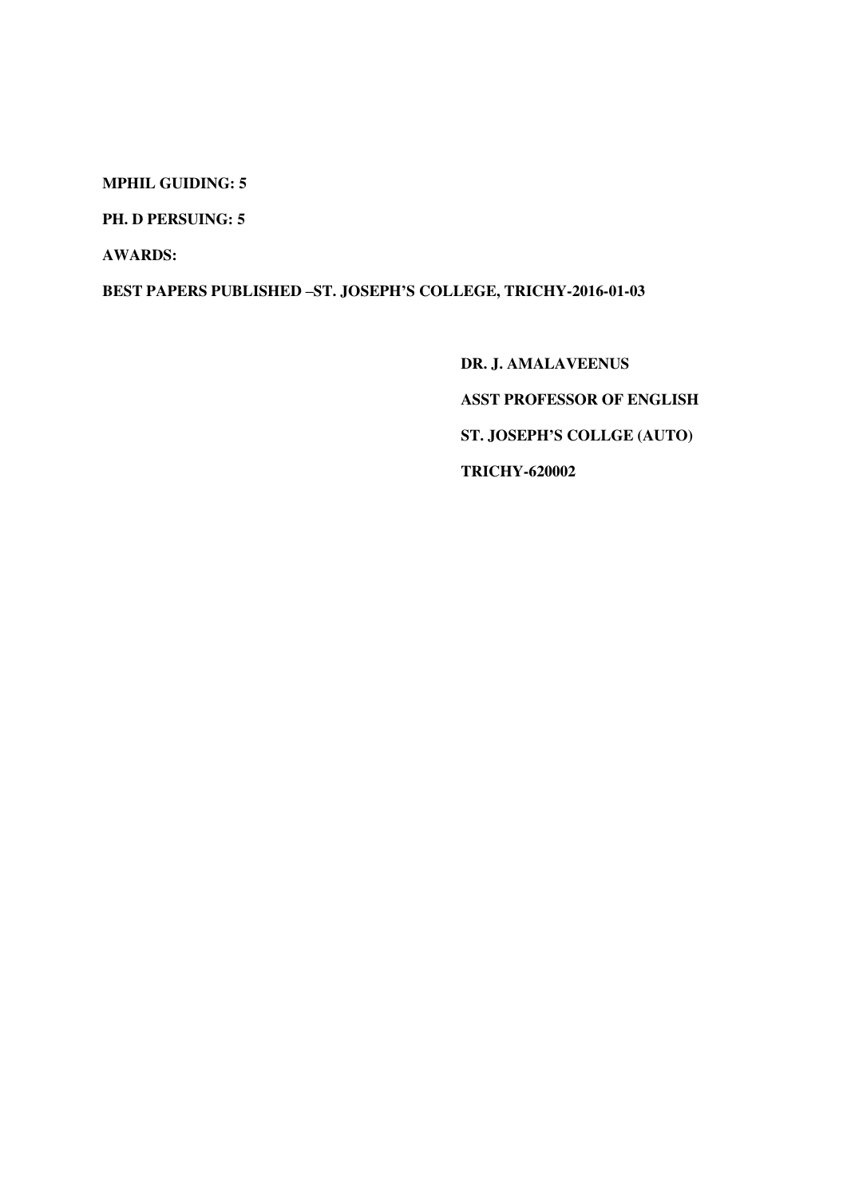**MPHIL GUIDING: 5**

**PH. D PERSUING: 5**

**AWARDS:**

**BEST PAPERS PUBLISHED –ST. JOSEPH'S COLLEGE, TRICHY-2016-01-03**

**DR. J. AMALAVEENUS**

**ASST PROFESSOR OF ENGLISH**

**ST. JOSEPH'S COLLGE (AUTO)**

**TRICHY-620002**